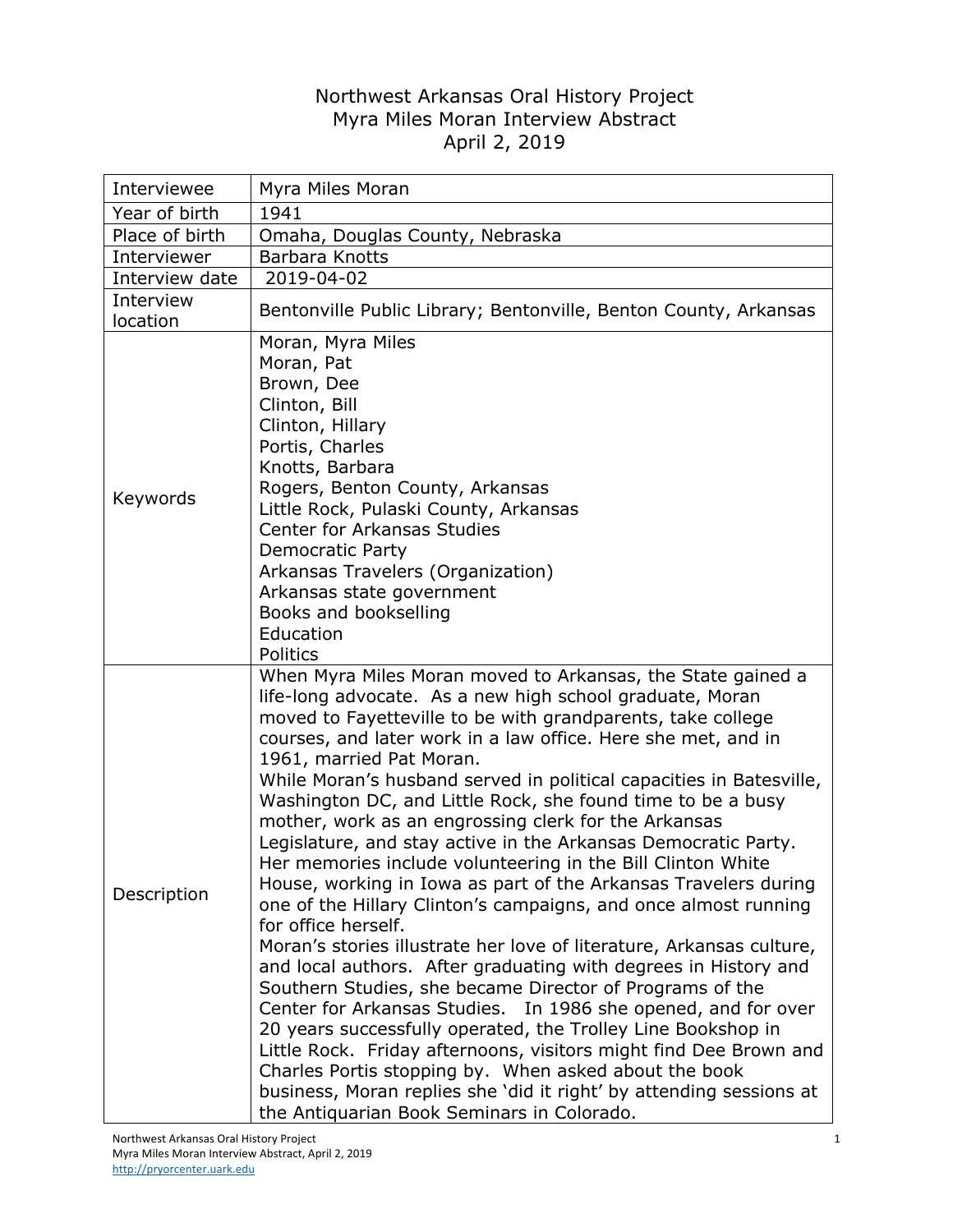# Northwest Arkansas Oral History Project
## Myra Miles Moran Interview Abstract
### April 2, 2019

| | |
|---|---|
| Interviewee | Myra Miles Moran |
| Year of birth | 1941 |
| Place of birth | Omaha, Douglas County, Nebraska |
| Interviewer | Barbara Knotts |
| Interview date | 2019-04-02 |
| Interview location | Bentonville Public Library; Bentonville, Benton County, Arkansas |
| Keywords | Moran, Myra Miles<br>Moran, Pat<br>Brown, Dee<br>Clinton, Bill<br>Clinton, Hillary<br>Portis, Charles<br>Knotts, Barbara<br>Rogers, Benton County, Arkansas<br>Little Rock, Pulaski County, Arkansas<br>Center for Arkansas Studies<br>Democratic Party<br>Arkansas Travelers (Organization)<br>Arkansas state government<br>Books and bookselling<br>Education<br>Politics |
| Description | When Myra Miles Moran moved to Arkansas, the State gained a life-long advocate. As a new high school graduate, Moran moved to Fayetteville to be with grandparents, take college courses, and later work in a law office. Here she met, and in 1961, married Pat Moran.<br>While Moran's husband served in political capacities in Batesville, Washington DC, and Little Rock, she found time to be a busy mother, work as an engrossing clerk for the Arkansas Legislature, and stay active in the Arkansas Democratic Party. Her memories include volunteering in the Bill Clinton White House, working in Iowa as part of the Arkansas Travelers during one of the Hillary Clinton's campaigns, and once almost running for office herself.<br>Moran's stories illustrate her love of literature, Arkansas culture, and local authors. After graduating with degrees in History and Southern Studies, she became Director of Programs of the Center for Arkansas Studies. In 1986 she opened, and for over 20 years successfully operated, the Trolley Line Bookshop in Little Rock. Friday afternoons, visitors might find Dee Brown and Charles Portis stopping by. When asked about the book business, Moran replies she 'did it right' by attending sessions at the Antiquarian Book Seminars in Colorado. |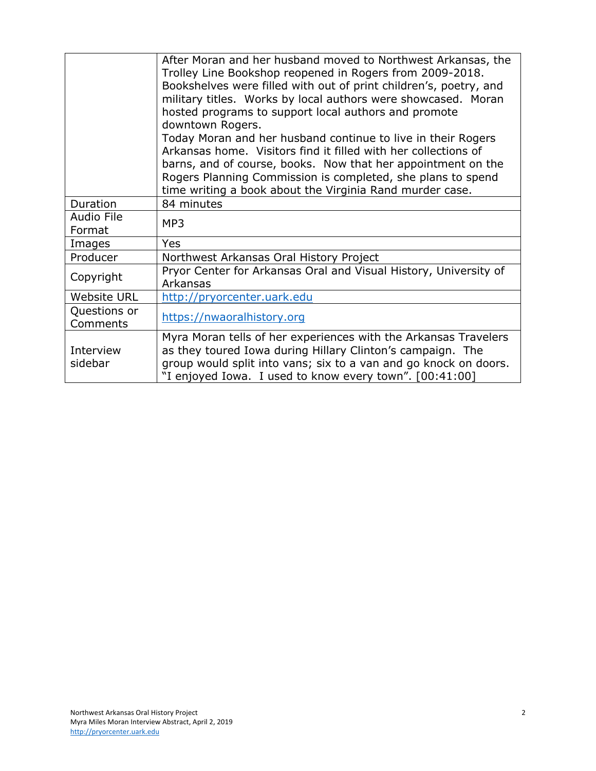| | |
|---|---|
| | After Moran and her husband moved to Northwest Arkansas, the Trolley Line Bookshop reopened in Rogers from 2009-2018. Bookshelves were filled with out of print children's, poetry, and military titles. Works by local authors were showcased. Moran hosted programs to support local authors and promote downtown Rogers.<br>Today Moran and her husband continue to live in their Rogers Arkansas home. Visitors find it filled with her collections of barns, and of course, books. Now that her appointment on the Rogers Planning Commission is completed, she plans to spend time writing a book about the Virginia Rand murder case. |
| Duration | 84 minutes |
| Audio File Format | MP3 |
| Images | Yes |
| Producer | Northwest Arkansas Oral History Project |
| Copyright | Pryor Center for Arkansas Oral and Visual History, University of Arkansas |
| Website URL | http://pryorcenter.uark.edu |
| Questions or Comments | https://nwaoralhistory.org |
| Interview sidebar | Myra Moran tells of her experiences with the Arkansas Travelers as they toured Iowa during Hillary Clinton's campaign. The group would split into vans; six to a van and go knock on doors. "I enjoyed Iowa. I used to know every town". [00:41:00] |